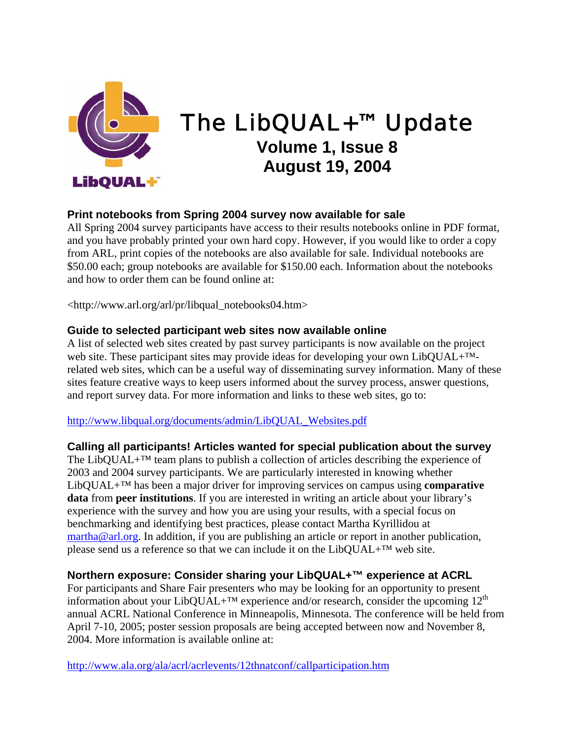# The LibQUAL+™ Update

**Volume 1, Issue 8**
**August 19, 2004**

### Print notebooks from Spring 2004 survey now available for sale

All Spring 2004 survey participants have access to their results notebooks online in PDF format, and you have probably printed your own hard copy. However, if you would like to order a copy from ARL, print copies of the notebooks are also available for sale. Individual notebooks are $50.00 each; group notebooks are available for $150.00 each. Information about the notebooks and how to order them can be found online at:

<http://www.arl.org/arl/pr/libqual_notebooks04.htm>

### Guide to selected participant web sites now available online

A list of selected web sites created by past survey participants is now available on the project web site. These participant sites may provide ideas for developing your own LibQUAL+™-related web sites, which can be a useful way of disseminating survey information. Many of these sites feature creative ways to keep users informed about the survey process, answer questions, and report survey data. For more information and links to these web sites, go to:

http://www.libqual.org/documents/admin/LibQUAL_Websites.pdf

### Calling all participants! Articles wanted for special publication about the survey

The LibQUAL+™ team plans to publish a collection of articles describing the experience of 2003 and 2004 survey participants. We are particularly interested in knowing whether LibQUAL+™ has been a major driver for improving services on campus using **comparative data** from **peer institutions**. If you are interested in writing an article about your library's experience with the survey and how you are using your results, with a special focus on benchmarking and identifying best practices, please contact Martha Kyrillidou at martha@arl.org. In addition, if you are publishing an article or report in another publication, please send us a reference so that we can include it on the LibQUAL+™ web site.

### Northern exposure: Consider sharing your LibQUAL+™ experience at ACRL

For participants and Share Fair presenters who may be looking for an opportunity to present information about your LibQUAL+™ experience and/or research, consider the upcoming 12th annual ACRL National Conference in Minneapolis, Minnesota. The conference will be held from April 7-10, 2005; poster session proposals are being accepted between now and November 8, 2004. More information is available online at:

http://www.ala.org/ala/acrl/acrlevents/12thnatconf/callparticipation.htm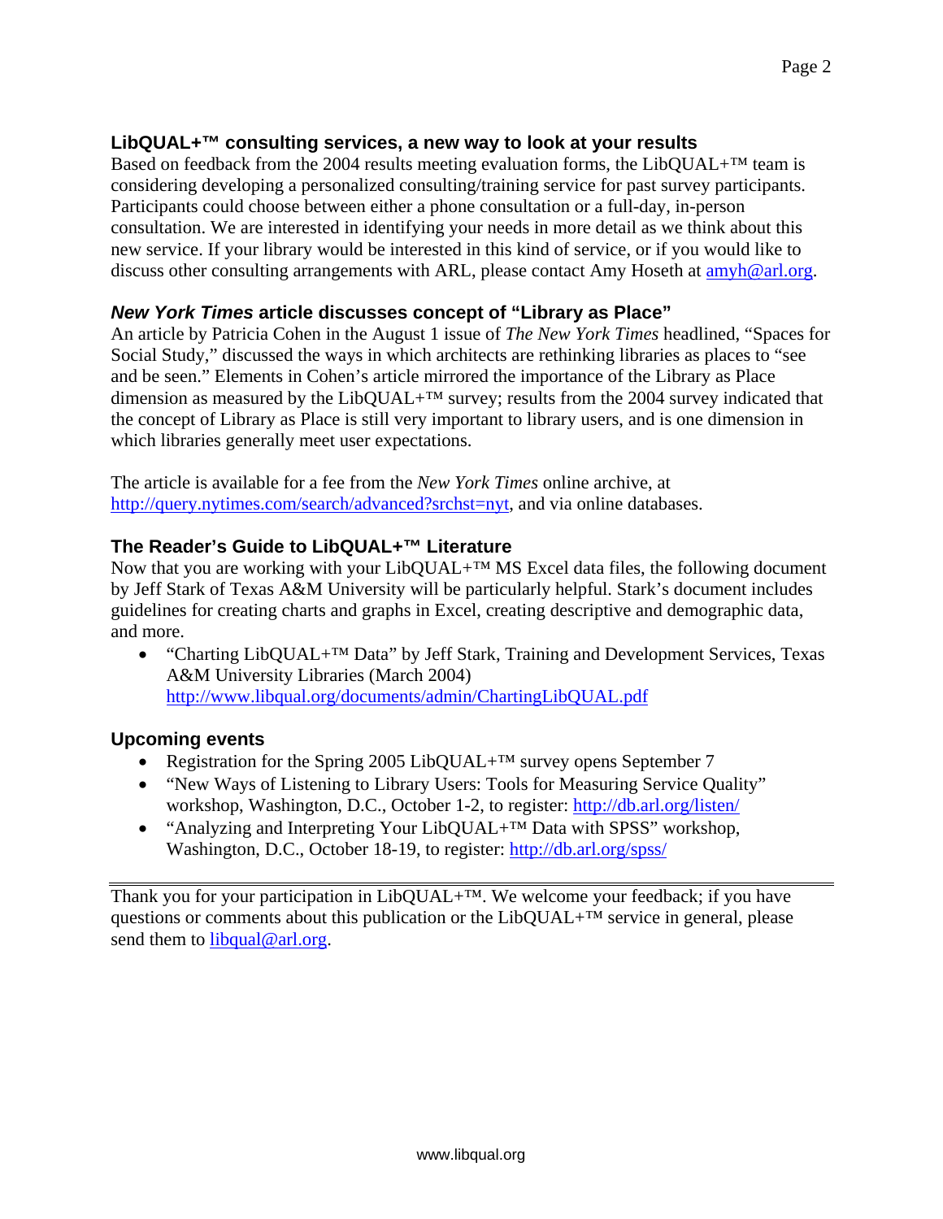### LibQUAL+™ consulting services, a new way to look at your results

Based on feedback from the 2004 results meeting evaluation forms, the LibQUAL+™ team is considering developing a personalized consulting/training service for past survey participants. Participants could choose between either a phone consultation or a full-day, in-person consultation. We are interested in identifying your needs in more detail as we think about this new service. If your library would be interested in this kind of service, or if you would like to discuss other consulting arrangements with ARL, please contact Amy Hoseth at amyh@arl.org.

### *New York Times* article discusses concept of "Library as Place"

An article by Patricia Cohen in the August 1 issue of *The New York Times* headlined, "Spaces for Social Study," discussed the ways in which architects are rethinking libraries as places to "see and be seen." Elements in Cohen's article mirrored the importance of the Library as Place dimension as measured by the LibQUAL+™ survey; results from the 2004 survey indicated that the concept of Library as Place is still very important to library users, and is one dimension in which libraries generally meet user expectations.

The article is available for a fee from the *New York Times* online archive, at http://query.nytimes.com/search/advanced?srchst=nyt, and via online databases.

### The Reader's Guide to LibQUAL+™ Literature

Now that you are working with your LibQUAL+™ MS Excel data files, the following document by Jeff Stark of Texas A&M University will be particularly helpful. Stark's document includes guidelines for creating charts and graphs in Excel, creating descriptive and demographic data, and more.

- "Charting LibQUAL+™ Data" by Jeff Stark, Training and Development Services, Texas A&M University Libraries (March 2004) http://www.libqual.org/documents/admin/ChartingLibQUAL.pdf

### Upcoming events

- Registration for the Spring 2005 LibQUAL+™ survey opens September 7
- "New Ways of Listening to Library Users: Tools for Measuring Service Quality" workshop, Washington, D.C., October 1-2, to register: http://db.arl.org/listen/
- "Analyzing and Interpreting Your LibQUAL+™ Data with SPSS" workshop, Washington, D.C., October 18-19, to register: http://db.arl.org/spss/

---

Thank you for your participation in LibQUAL+™. We welcome your feedback; if you have questions or comments about this publication or the LibQUAL+™ service in general, please send them to libqual@arl.org.